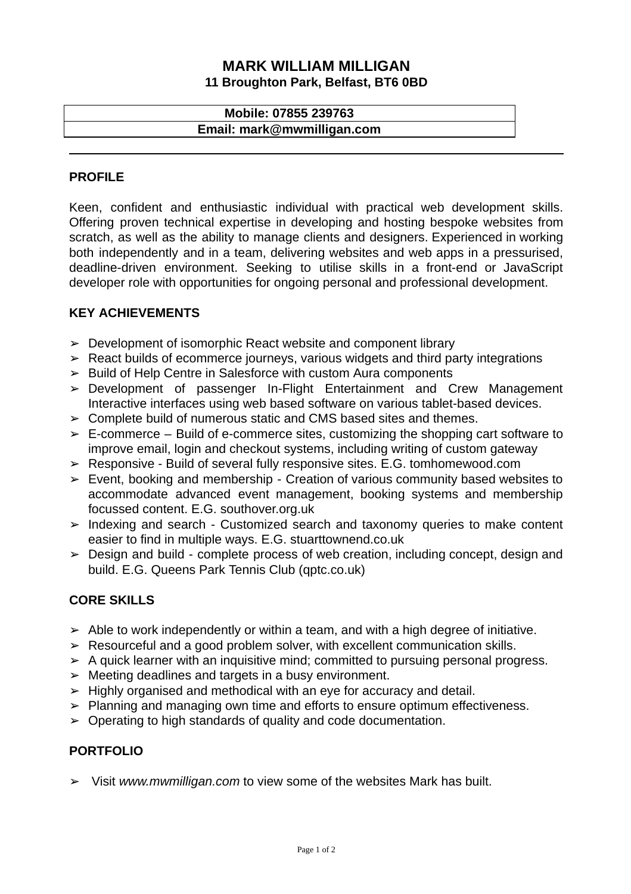# MARK WILLIAM MILLIGAN

**11 Broughton Park, Belfast, BT6 0BD**

| Mobile: 07855 239763 |
| --- |
| Email: mark@mwmilligan.com |

---

## PROFILE

Keen, confident and enthusiastic individual with practical web development skills. Offering proven technical expertise in developing and hosting bespoke websites from scratch, as well as the ability to manage clients and designers. Experienced in working both independently and in a team, delivering websites and web apps in a pressurised, deadline-driven environment. Seeking to utilise skills in a front-end or JavaScript developer role with opportunities for ongoing personal and professional development.

## KEY ACHIEVEMENTS

- Development of isomorphic React website and component library
- React builds of ecommerce journeys, various widgets and third party integrations
- Build of Help Centre in Salesforce with custom Aura components
- Development of passenger In-Flight Entertainment and Crew Management Interactive interfaces using web based software on various tablet-based devices.
- Complete build of numerous static and CMS based sites and themes.
- E-commerce – Build of e-commerce sites, customizing the shopping cart software to improve email, login and checkout systems, including writing of custom gateway
- Responsive - Build of several fully responsive sites. E.G. tomhomewood.com
- Event, booking and membership - Creation of various community based websites to accommodate advanced event management, booking systems and membership focussed content. E.G. southover.org.uk
- Indexing and search - Customized search and taxonomy queries to make content easier to find in multiple ways. E.G. stuarttownend.co.uk
- Design and build - complete process of web creation, including concept, design and build. E.G. Queens Park Tennis Club (qptc.co.uk)

## CORE SKILLS

- Able to work independently or within a team, and with a high degree of initiative.
- Resourceful and a good problem solver, with excellent communication skills.
- A quick learner with an inquisitive mind; committed to pursuing personal progress.
- Meeting deadlines and targets in a busy environment.
- Highly organised and methodical with an eye for accuracy and detail.
- Planning and managing own time and efforts to ensure optimum effectiveness.
- Operating to high standards of quality and code documentation.

## PORTFOLIO

- Visit *www.mwmilligan.com* to view some of the websites Mark has built.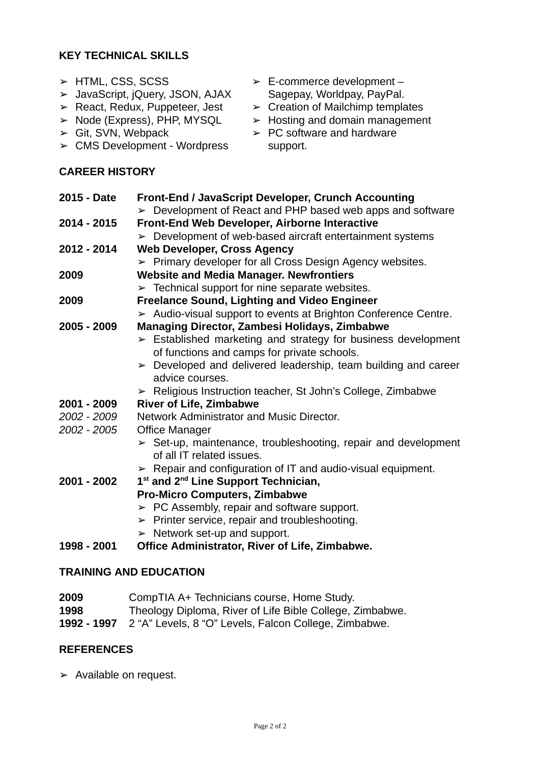## KEY TECHNICAL SKILLS

- HTML, CSS, SCSS
- JavaScript, jQuery, JSON, AJAX
- React, Redux, Puppeteer, Jest
- Node (Express), PHP, MYSQL
- Git, SVN, Webpack
- CMS Development - Wordpress
- E-commerce development – Sagepay, Worldpay, PayPal.
- Creation of Mailchimp templates
- Hosting and domain management
- PC software and hardware support.

## CAREER HISTORY

**2015 - Date** **Front-End / JavaScript Developer, Crunch Accounting**
- Development of React and PHP based web apps and software

**2014 - 2015** **Front-End Web Developer, Airborne Interactive**
- Development of web-based aircraft entertainment systems

**2012 - 2014** **Web Developer, Cross Agency**
- Primary developer for all Cross Design Agency websites.

**2009** **Website and Media Manager. Newfrontiers**
- Technical support for nine separate websites.

**2009** **Freelance Sound, Lighting and Video Engineer**
- Audio-visual support to events at Brighton Conference Centre.

**2005 - 2009** **Managing Director, Zambesi Holidays, Zimbabwe**
- Established marketing and strategy for business development of functions and camps for private schools.
- Developed and delivered leadership, team building and career advice courses.
- Religious Instruction teacher, St John's College, Zimbabwe

**2001 - 2009** **River of Life, Zimbabwe**

*2002 - 2009* Network Administrator and Music Director.

*2002 - 2005* Office Manager
- Set-up, maintenance, troubleshooting, repair and development of all IT related issues.
- Repair and configuration of IT and audio-visual equipment.

**2001 - 2002** **1st and 2nd Line Support Technician, Pro-Micro Computers, Zimbabwe**
- PC Assembly, repair and software support.
- Printer service, repair and troubleshooting.
- Network set-up and support.

**1998 - 2001** **Office Administrator, River of Life, Zimbabwe.**

## TRAINING AND EDUCATION

**2009** CompTIA A+ Technicians course, Home Study.

**1998** Theology Diploma, River of Life Bible College, Zimbabwe.

**1992 - 1997** 2 "A" Levels, 8 "O" Levels, Falcon College, Zimbabwe.

## REFERENCES

- Available on request.